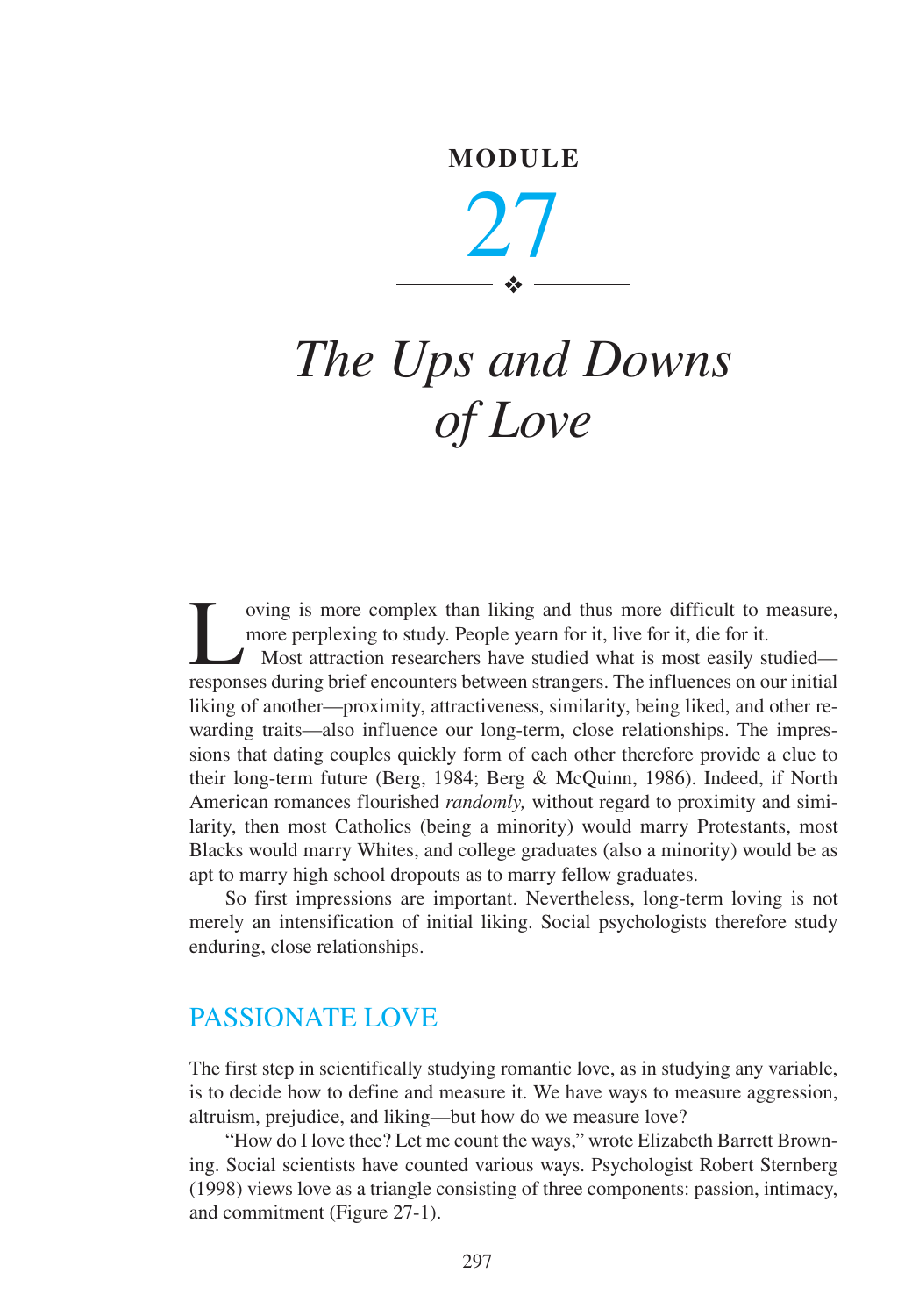# MODULE 27

# *The Ups and Downs of Love*

Loving is more complex than liking and thus more difficult to measure, more perplexing to study. People yearn for it, live for it, die for it.

Most attraction researchers have studied what is most easily studied—responses during brief encounters between strangers. The influences on our initial liking of another—proximity, attractiveness, similarity, being liked, and other rewarding traits—also influence our long-term, close relationships. The impressions that dating couples quickly form of each other therefore provide a clue to their long-term future (Berg, 1984; Berg & McQuinn, 1986). Indeed, if North American romances flourished *randomly,* without regard to proximity and similarity, then most Catholics (being a minority) would marry Protestants, most Blacks would marry Whites, and college graduates (also a minority) would be as apt to marry high school dropouts as to marry fellow graduates.

So first impressions are important. Nevertheless, long-term loving is not merely an intensification of initial liking. Social psychologists therefore study enduring, close relationships.

## PASSIONATE LOVE

The first step in scientifically studying romantic love, as in studying any variable, is to decide how to define and measure it. We have ways to measure aggression, altruism, prejudice, and liking—but how do we measure love?

"How do I love thee? Let me count the ways," wrote Elizabeth Barrett Browning. Social scientists have counted various ways. Psychologist Robert Sternberg (1998) views love as a triangle consisting of three components: passion, intimacy, and commitment (Figure 27-1).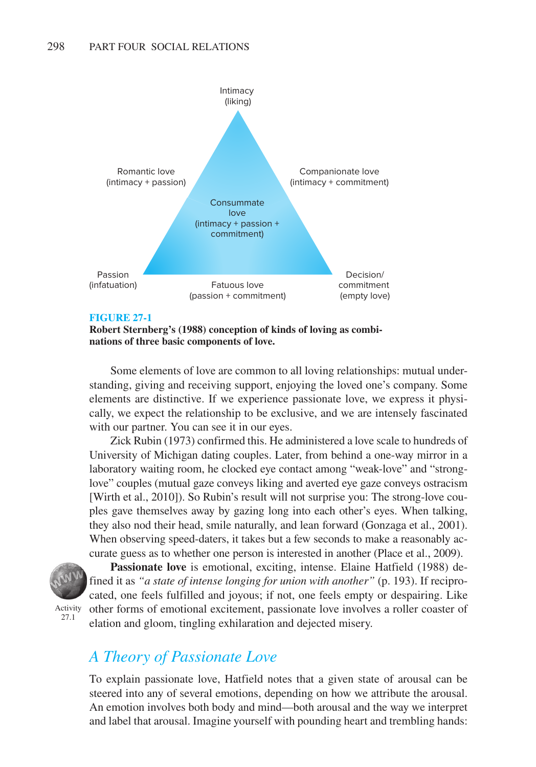Intimacy
(liking)

Romantic love
(intimacy + passion)

Companionate love
(intimacy + commitment)

Consummate
love
(intimacy + passion +
commitment)

Passion
(infatuation)

Fatuous love
(passion + commitment)

Decision/
commitment
(empty love)

**FIGURE 27-1**
**Robert Sternberg's (1988) conception of kinds of loving as combinations of three basic components of love.**

Some elements of love are common to all loving relationships: mutual understanding, giving and receiving support, enjoying the loved one's company. Some elements are distinctive. If we experience passionate love, we express it physically, we expect the relationship to be exclusive, and we are intensely fascinated with our partner. You can see it in our eyes.

Zick Rubin (1973) confirmed this. He administered a love scale to hundreds of University of Michigan dating couples. Later, from behind a one-way mirror in a laboratory waiting room, he clocked eye contact among "weak-love" and "strong-love" couples (mutual gaze conveys liking and averted eye gaze conveys ostracism [Wirth et al., 2010]). So Rubin's result will not surprise you: The strong-love couples gave themselves away by gazing long into each other's eyes. When talking, they also nod their head, smile naturally, and lean forward (Gonzaga et al., 2001). When observing speed-daters, it takes but a few seconds to make a reasonably accurate guess as to whether one person is interested in another (Place et al., 2009).

Activity 27.1

**Passionate love** is emotional, exciting, intense. Elaine Hatfield (1988) defined it as *"a state of intense longing for union with another"* (p. 193). If reciprocated, one feels fulfilled and joyous; if not, one feels empty or despairing. Like other forms of emotional excitement, passionate love involves a roller coaster of elation and gloom, tingling exhilaration and dejected misery.

## *A Theory of Passionate Love*

To explain passionate love, Hatfield notes that a given state of arousal can be steered into any of several emotions, depending on how we attribute the arousal. An emotion involves both body and mind—both arousal and the way we interpret and label that arousal. Imagine yourself with pounding heart and trembling hands: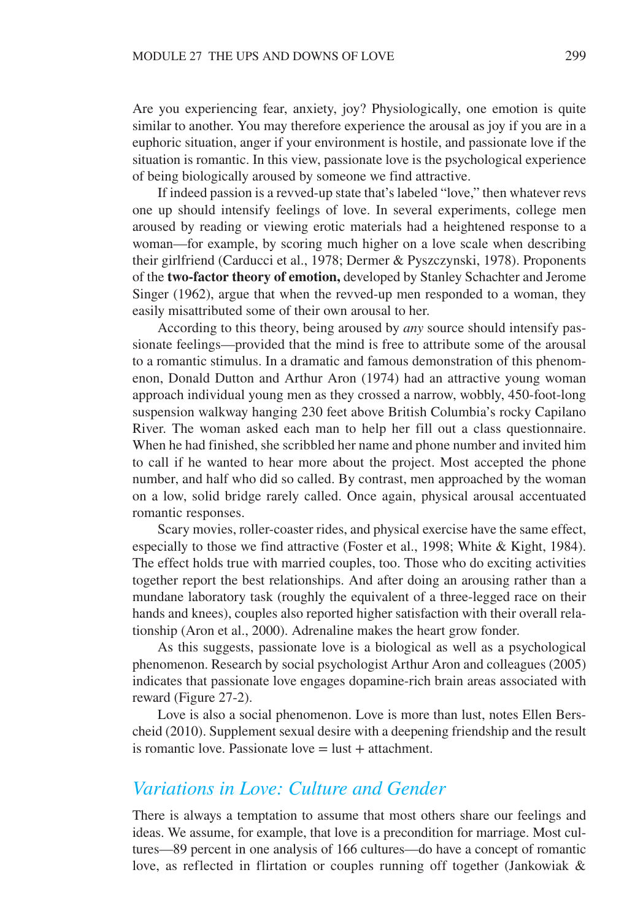Are you experiencing fear, anxiety, joy? Physiologically, one emotion is quite similar to another. You may therefore experience the arousal as joy if you are in a euphoric situation, anger if your environment is hostile, and passionate love if the situation is romantic. In this view, passionate love is the psychological experience of being biologically aroused by someone we find attractive.

If indeed passion is a revved-up state that's labeled "love," then whatever revs one up should intensify feelings of love. In several experiments, college men aroused by reading or viewing erotic materials had a heightened response to a woman—for example, by scoring much higher on a love scale when describing their girlfriend (Carducci et al., 1978; Dermer & Pyszczynski, 1978). Proponents of the **two-factor theory of emotion,** developed by Stanley Schachter and Jerome Singer (1962), argue that when the revved-up men responded to a woman, they easily misattributed some of their own arousal to her.

According to this theory, being aroused by *any* source should intensify passionate feelings—provided that the mind is free to attribute some of the arousal to a romantic stimulus. In a dramatic and famous demonstration of this phenomenon, Donald Dutton and Arthur Aron (1974) had an attractive young woman approach individual young men as they crossed a narrow, wobbly, 450-foot-long suspension walkway hanging 230 feet above British Columbia's rocky Capilano River. The woman asked each man to help her fill out a class questionnaire. When he had finished, she scribbled her name and phone number and invited him to call if he wanted to hear more about the project. Most accepted the phone number, and half who did so called. By contrast, men approached by the woman on a low, solid bridge rarely called. Once again, physical arousal accentuated romantic responses.

Scary movies, roller-coaster rides, and physical exercise have the same effect, especially to those we find attractive (Foster et al., 1998; White & Kight, 1984). The effect holds true with married couples, too. Those who do exciting activities together report the best relationships. And after doing an arousing rather than a mundane laboratory task (roughly the equivalent of a three-legged race on their hands and knees), couples also reported higher satisfaction with their overall relationship (Aron et al., 2000). Adrenaline makes the heart grow fonder.

As this suggests, passionate love is a biological as well as a psychological phenomenon. Research by social psychologist Arthur Aron and colleagues (2005) indicates that passionate love engages dopamine-rich brain areas associated with reward (Figure 27-2).

Love is also a social phenomenon. Love is more than lust, notes Ellen Berscheid (2010). Supplement sexual desire with a deepening friendship and the result is romantic love. Passionate love = lust + attachment.

## *Variations in Love: Culture and Gender*

There is always a temptation to assume that most others share our feelings and ideas. We assume, for example, that love is a precondition for marriage. Most cultures—89 percent in one analysis of 166 cultures—do have a concept of romantic love, as reflected in flirtation or couples running off together (Jankowiak &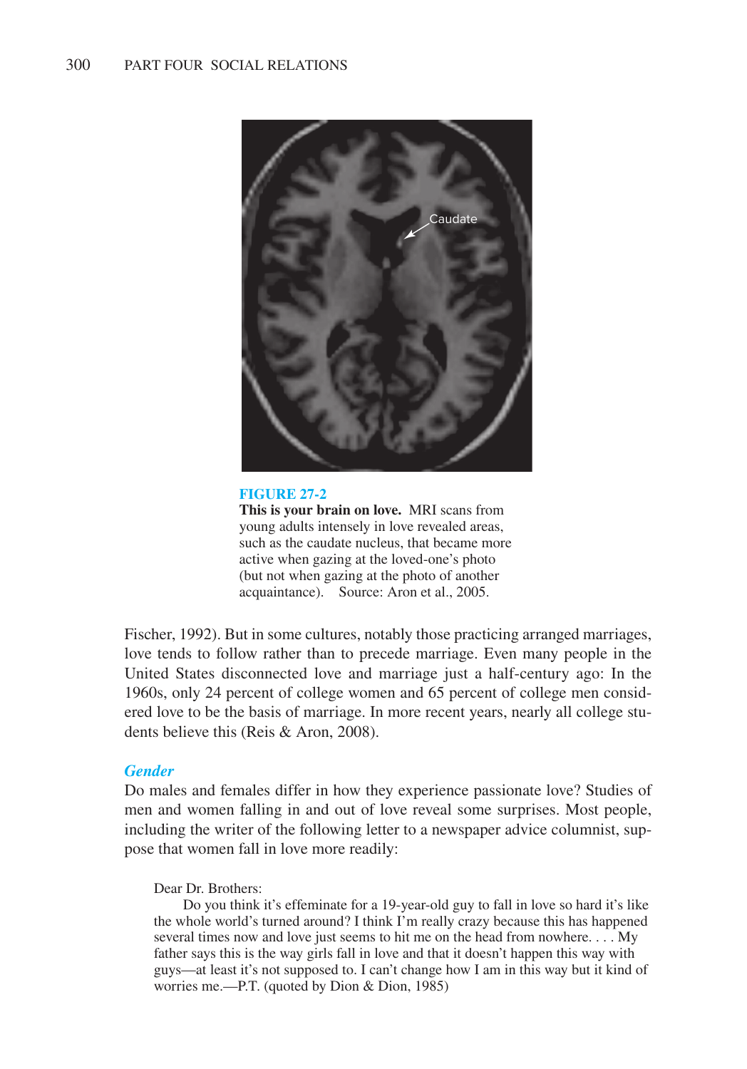**FIGURE 27-2**
**This is your brain on love.** MRI scans from young adults intensely in love revealed areas, such as the caudate nucleus, that became more active when gazing at the loved-one's photo (but not when gazing at the photo of another acquaintance). Source: Aron et al., 2005.

Fischer, 1992). But in some cultures, notably those practicing arranged marriages, love tends to follow rather than to precede marriage. Even many people in the United States disconnected love and marriage just a half-century ago: In the 1960s, only 24 percent of college women and 65 percent of college men considered love to be the basis of marriage. In more recent years, nearly all college students believe this (Reis & Aron, 2008).

### *Gender*

Do males and females differ in how they experience passionate love? Studies of men and women falling in and out of love reveal some surprises. Most people, including the writer of the following letter to a newspaper advice columnist, suppose that women fall in love more readily:

> Dear Dr. Brothers:
>
> Do you think it's effeminate for a 19-year-old guy to fall in love so hard it's like the whole world's turned around? I think I'm really crazy because this has happened several times now and love just seems to hit me on the head from nowhere. . . . My father says this is the way girls fall in love and that it doesn't happen this way with guys—at least it's not supposed to. I can't change how I am in this way but it kind of worries me.—P.T. (quoted by Dion & Dion, 1985)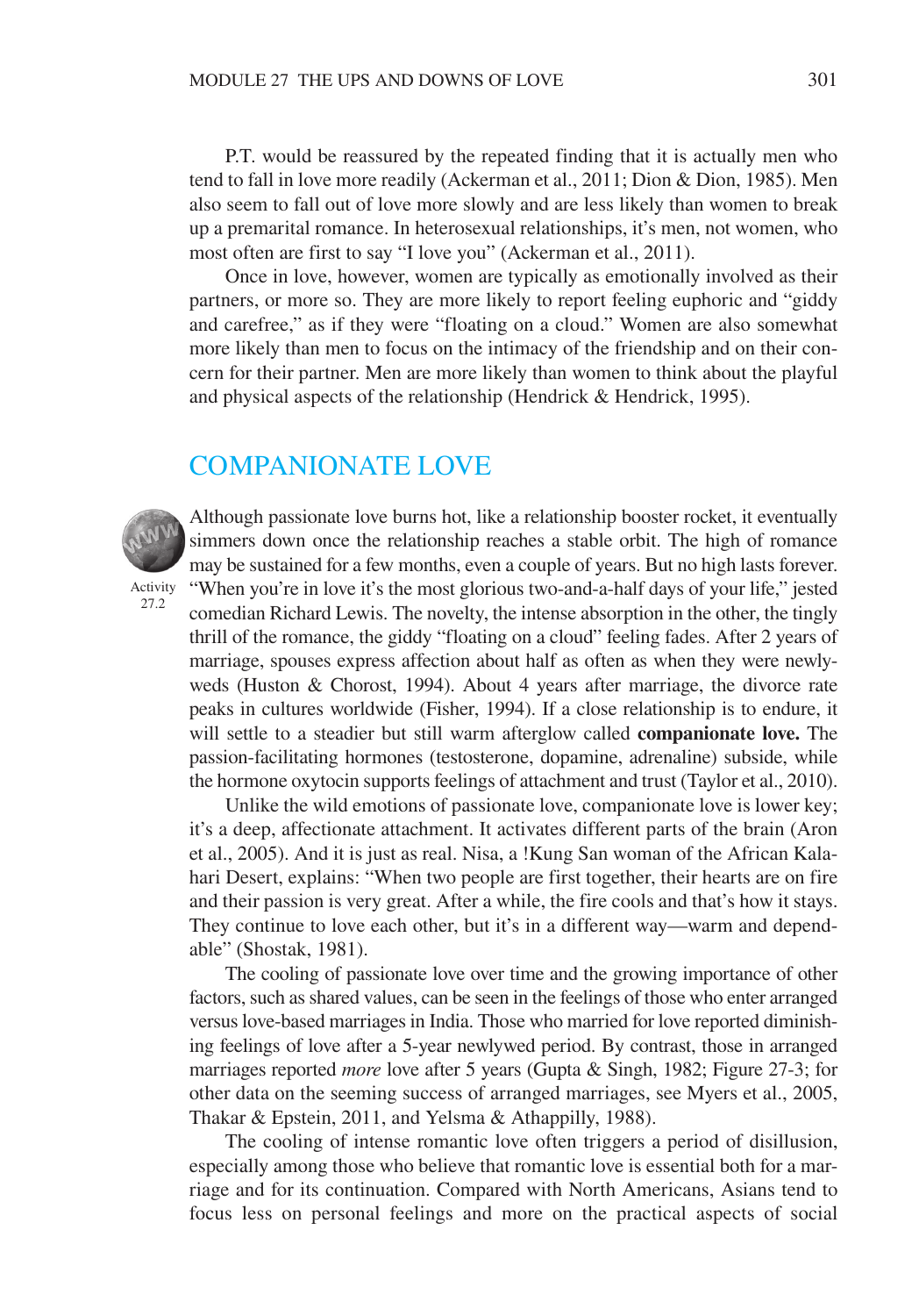P.T. would be reassured by the repeated finding that it is actually men who tend to fall in love more readily (Ackerman et al., 2011; Dion & Dion, 1985). Men also seem to fall out of love more slowly and are less likely than women to break up a premarital romance. In heterosexual relationships, it's men, not women, who most often are first to say "I love you" (Ackerman et al., 2011).

Once in love, however, women are typically as emotionally involved as their partners, or more so. They are more likely to report feeling euphoric and "giddy and carefree," as if they were "floating on a cloud." Women are also somewhat more likely than men to focus on the intimacy of the friendship and on their concern for their partner. Men are more likely than women to think about the playful and physical aspects of the relationship (Hendrick & Hendrick, 1995).

## COMPANIONATE LOVE

Activity 27.2

Although passionate love burns hot, like a relationship booster rocket, it eventually simmers down once the relationship reaches a stable orbit. The high of romance may be sustained for a few months, even a couple of years. But no high lasts forever. "When you're in love it's the most glorious two-and-a-half days of your life," jested comedian Richard Lewis. The novelty, the intense absorption in the other, the tingly thrill of the romance, the giddy "floating on a cloud" feeling fades. After 2 years of marriage, spouses express affection about half as often as when they were newlyweds (Huston & Chorost, 1994). About 4 years after marriage, the divorce rate peaks in cultures worldwide (Fisher, 1994). If a close relationship is to endure, it will settle to a steadier but still warm afterglow called **companionate love.** The passion-facilitating hormones (testosterone, dopamine, adrenaline) subside, while the hormone oxytocin supports feelings of attachment and trust (Taylor et al., 2010).

Unlike the wild emotions of passionate love, companionate love is lower key; it's a deep, affectionate attachment. It activates different parts of the brain (Aron et al., 2005). And it is just as real. Nisa, a !Kung San woman of the African Kalahari Desert, explains: "When two people are first together, their hearts are on fire and their passion is very great. After a while, the fire cools and that's how it stays. They continue to love each other, but it's in a different way—warm and dependable" (Shostak, 1981).

The cooling of passionate love over time and the growing importance of other factors, such as shared values, can be seen in the feelings of those who enter arranged versus love-based marriages in India. Those who married for love reported diminishing feelings of love after a 5-year newlywed period. By contrast, those in arranged marriages reported *more* love after 5 years (Gupta & Singh, 1982; Figure 27-3; for other data on the seeming success of arranged marriages, see Myers et al., 2005, Thakar & Epstein, 2011, and Yelsma & Athappilly, 1988).

The cooling of intense romantic love often triggers a period of disillusion, especially among those who believe that romantic love is essential both for a marriage and for its continuation. Compared with North Americans, Asians tend to focus less on personal feelings and more on the practical aspects of social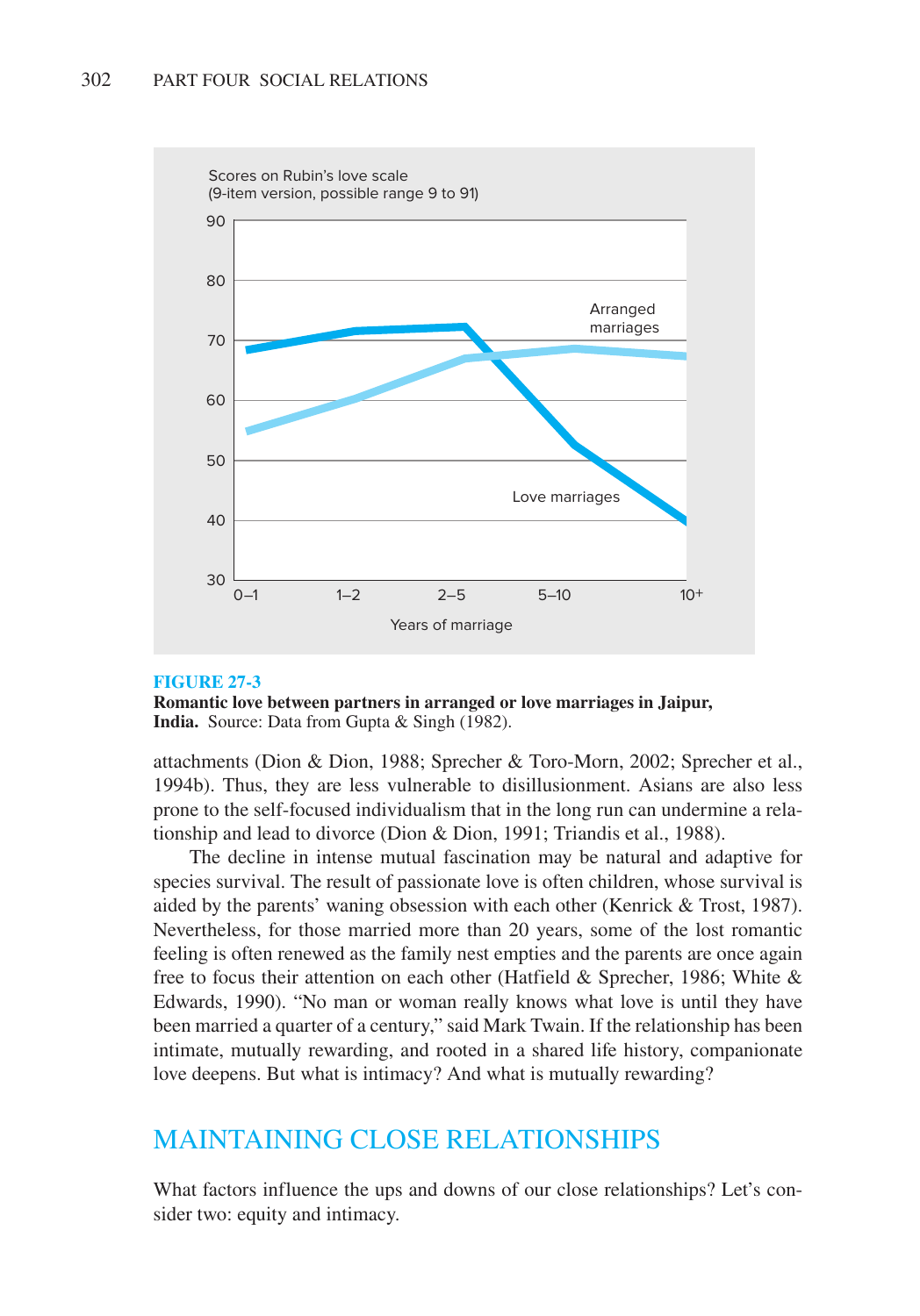**FIGURE 27-3**

**Romantic love between partners in arranged or love marriages in Jaipur, India.** Source: Data from Gupta & Singh (1982).

attachments (Dion & Dion, 1988; Sprecher & Toro-Morn, 2002; Sprecher et al., 1994b). Thus, they are less vulnerable to disillusionment. Asians are also less prone to the self-focused individualism that in the long run can undermine a relationship and lead to divorce (Dion & Dion, 1991; Triandis et al., 1988).

The decline in intense mutual fascination may be natural and adaptive for species survival. The result of passionate love is often children, whose survival is aided by the parents' waning obsession with each other (Kenrick & Trost, 1987). Nevertheless, for those married more than 20 years, some of the lost romantic feeling is often renewed as the family nest empties and the parents are once again free to focus their attention on each other (Hatfield & Sprecher, 1986; White & Edwards, 1990). "No man or woman really knows what love is until they have been married a quarter of a century," said Mark Twain. If the relationship has been intimate, mutually rewarding, and rooted in a shared life history, companionate love deepens. But what is intimacy? And what is mutually rewarding?

## MAINTAINING CLOSE RELATIONSHIPS

What factors influence the ups and downs of our close relationships? Let's consider two: equity and intimacy.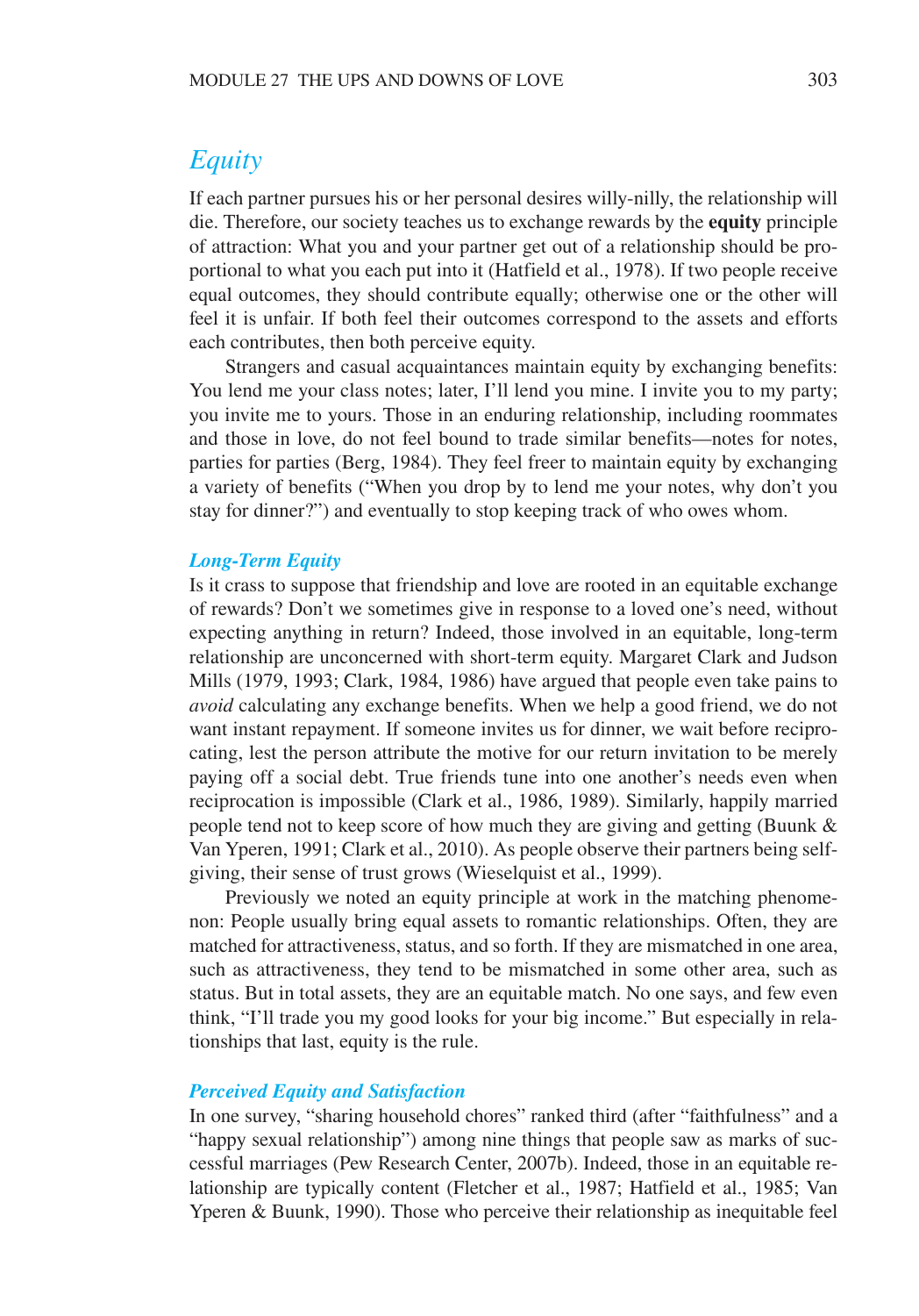## *Equity*

If each partner pursues his or her personal desires willy-nilly, the relationship will die. Therefore, our society teaches us to exchange rewards by the **equity** principle of attraction: What you and your partner get out of a relationship should be proportional to what you each put into it (Hatfield et al., 1978). If two people receive equal outcomes, they should contribute equally; otherwise one or the other will feel it is unfair. If both feel their outcomes correspond to the assets and efforts each contributes, then both perceive equity.

Strangers and casual acquaintances maintain equity by exchanging benefits: You lend me your class notes; later, I'll lend you mine. I invite you to my party; you invite me to yours. Those in an enduring relationship, including roommates and those in love, do not feel bound to trade similar benefits—notes for notes, parties for parties (Berg, 1984). They feel freer to maintain equity by exchanging a variety of benefits ("When you drop by to lend me your notes, why don't you stay for dinner?") and eventually to stop keeping track of who owes whom.

### *Long-Term Equity*

Is it crass to suppose that friendship and love are rooted in an equitable exchange of rewards? Don't we sometimes give in response to a loved one's need, without expecting anything in return? Indeed, those involved in an equitable, long-term relationship are unconcerned with short-term equity. Margaret Clark and Judson Mills (1979, 1993; Clark, 1984, 1986) have argued that people even take pains to *avoid* calculating any exchange benefits. When we help a good friend, we do not want instant repayment. If someone invites us for dinner, we wait before reciprocating, lest the person attribute the motive for our return invitation to be merely paying off a social debt. True friends tune into one another's needs even when reciprocation is impossible (Clark et al., 1986, 1989). Similarly, happily married people tend not to keep score of how much they are giving and getting (Buunk & Van Yperen, 1991; Clark et al., 2010). As people observe their partners being self-giving, their sense of trust grows (Wieselquist et al., 1999).

Previously we noted an equity principle at work in the matching phenomenon: People usually bring equal assets to romantic relationships. Often, they are matched for attractiveness, status, and so forth. If they are mismatched in one area, such as attractiveness, they tend to be mismatched in some other area, such as status. But in total assets, they are an equitable match. No one says, and few even think, "I'll trade you my good looks for your big income." But especially in relationships that last, equity is the rule.

### *Perceived Equity and Satisfaction*

In one survey, "sharing household chores" ranked third (after "faithfulness" and a "happy sexual relationship") among nine things that people saw as marks of successful marriages (Pew Research Center, 2007b). Indeed, those in an equitable relationship are typically content (Fletcher et al., 1987; Hatfield et al., 1985; Van Yperen & Buunk, 1990). Those who perceive their relationship as inequitable feel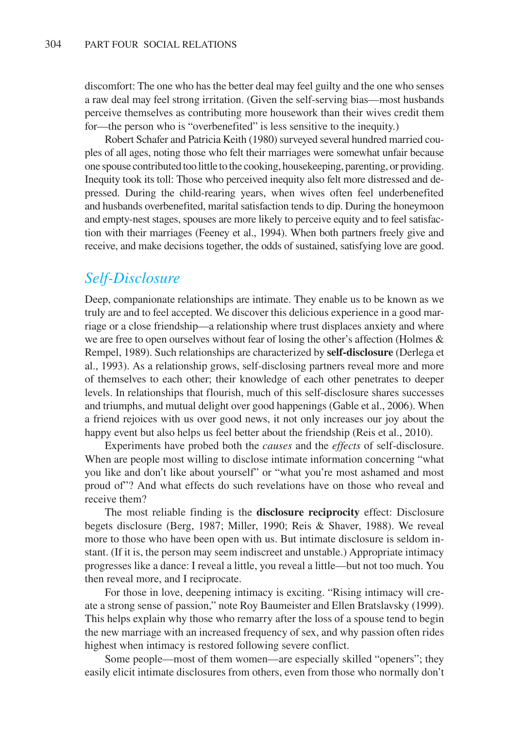discomfort: The one who has the better deal may feel guilty and the one who senses a raw deal may feel strong irritation. (Given the self-serving bias—most husbands perceive themselves as contributing more housework than their wives credit them for—the person who is "overbenefited" is less sensitive to the inequity.)

Robert Schafer and Patricia Keith (1980) surveyed several hundred married couples of all ages, noting those who felt their marriages were somewhat unfair because one spouse contributed too little to the cooking, housekeeping, parenting, or providing. Inequity took its toll: Those who perceived inequity also felt more distressed and depressed. During the child-rearing years, when wives often feel underbenefited and husbands overbenefited, marital satisfaction tends to dip. During the honeymoon and empty-nest stages, spouses are more likely to perceive equity and to feel satisfaction with their marriages (Feeney et al., 1994). When both partners freely give and receive, and make decisions together, the odds of sustained, satisfying love are good.

## *Self-Disclosure*

Deep, companionate relationships are intimate. They enable us to be known as we truly are and to feel accepted. We discover this delicious experience in a good marriage or a close friendship—a relationship where trust displaces anxiety and where we are free to open ourselves without fear of losing the other's affection (Holmes & Rempel, 1989). Such relationships are characterized by **self-disclosure** (Derlega et al., 1993). As a relationship grows, self-disclosing partners reveal more and more of themselves to each other; their knowledge of each other penetrates to deeper levels. In relationships that flourish, much of this self-disclosure shares successes and triumphs, and mutual delight over good happenings (Gable et al., 2006). When a friend rejoices with us over good news, it not only increases our joy about the happy event but also helps us feel better about the friendship (Reis et al., 2010).

Experiments have probed both the *causes* and the *effects* of self-disclosure. When are people most willing to disclose intimate information concerning "what you like and don't like about yourself" or "what you're most ashamed and most proud of"? And what effects do such revelations have on those who reveal and receive them?

The most reliable finding is the **disclosure reciprocity** effect: Disclosure begets disclosure (Berg, 1987; Miller, 1990; Reis & Shaver, 1988). We reveal more to those who have been open with us. But intimate disclosure is seldom instant. (If it is, the person may seem indiscreet and unstable.) Appropriate intimacy progresses like a dance: I reveal a little, you reveal a little—but not too much. You then reveal more, and I reciprocate.

For those in love, deepening intimacy is exciting. "Rising intimacy will create a strong sense of passion," note Roy Baumeister and Ellen Bratslavsky (1999). This helps explain why those who remarry after the loss of a spouse tend to begin the new marriage with an increased frequency of sex, and why passion often rides highest when intimacy is restored following severe conflict.

Some people—most of them women—are especially skilled "openers"; they easily elicit intimate disclosures from others, even from those who normally don't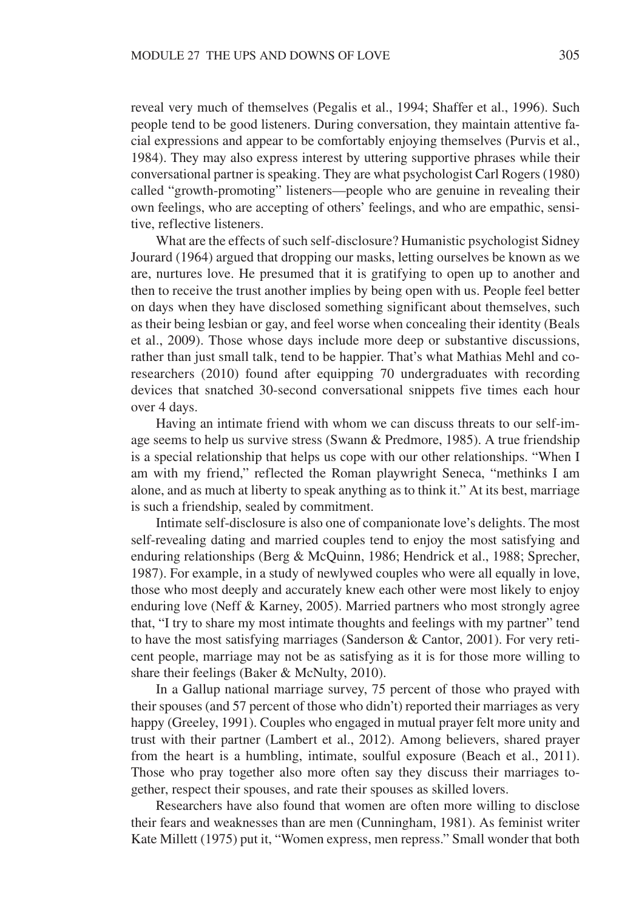reveal very much of themselves (Pegalis et al., 1994; Shaffer et al., 1996). Such people tend to be good listeners. During conversation, they maintain attentive facial expressions and appear to be comfortably enjoying themselves (Purvis et al., 1984). They may also express interest by uttering supportive phrases while their conversational partner is speaking. They are what psychologist Carl Rogers (1980) called "growth-promoting" listeners—people who are genuine in revealing their own feelings, who are accepting of others' feelings, and who are empathic, sensitive, reflective listeners.

What are the effects of such self-disclosure? Humanistic psychologist Sidney Jourard (1964) argued that dropping our masks, letting ourselves be known as we are, nurtures love. He presumed that it is gratifying to open up to another and then to receive the trust another implies by being open with us. People feel better on days when they have disclosed something significant about themselves, such as their being lesbian or gay, and feel worse when concealing their identity (Beals et al., 2009). Those whose days include more deep or substantive discussions, rather than just small talk, tend to be happier. That's what Mathias Mehl and co-researchers (2010) found after equipping 70 undergraduates with recording devices that snatched 30-second conversational snippets five times each hour over 4 days.

Having an intimate friend with whom we can discuss threats to our self-image seems to help us survive stress (Swann & Predmore, 1985). A true friendship is a special relationship that helps us cope with our other relationships. "When I am with my friend," reflected the Roman playwright Seneca, "methinks I am alone, and as much at liberty to speak anything as to think it." At its best, marriage is such a friendship, sealed by commitment.

Intimate self-disclosure is also one of companionate love's delights. The most self-revealing dating and married couples tend to enjoy the most satisfying and enduring relationships (Berg & McQuinn, 1986; Hendrick et al., 1988; Sprecher, 1987). For example, in a study of newlywed couples who were all equally in love, those who most deeply and accurately knew each other were most likely to enjoy enduring love (Neff & Karney, 2005). Married partners who most strongly agree that, "I try to share my most intimate thoughts and feelings with my partner" tend to have the most satisfying marriages (Sanderson & Cantor, 2001). For very reticent people, marriage may not be as satisfying as it is for those more willing to share their feelings (Baker & McNulty, 2010).

In a Gallup national marriage survey, 75 percent of those who prayed with their spouses (and 57 percent of those who didn't) reported their marriages as very happy (Greeley, 1991). Couples who engaged in mutual prayer felt more unity and trust with their partner (Lambert et al., 2012). Among believers, shared prayer from the heart is a humbling, intimate, soulful exposure (Beach et al., 2011). Those who pray together also more often say they discuss their marriages together, respect their spouses, and rate their spouses as skilled lovers.

Researchers have also found that women are often more willing to disclose their fears and weaknesses than are men (Cunningham, 1981). As feminist writer Kate Millett (1975) put it, "Women express, men repress." Small wonder that both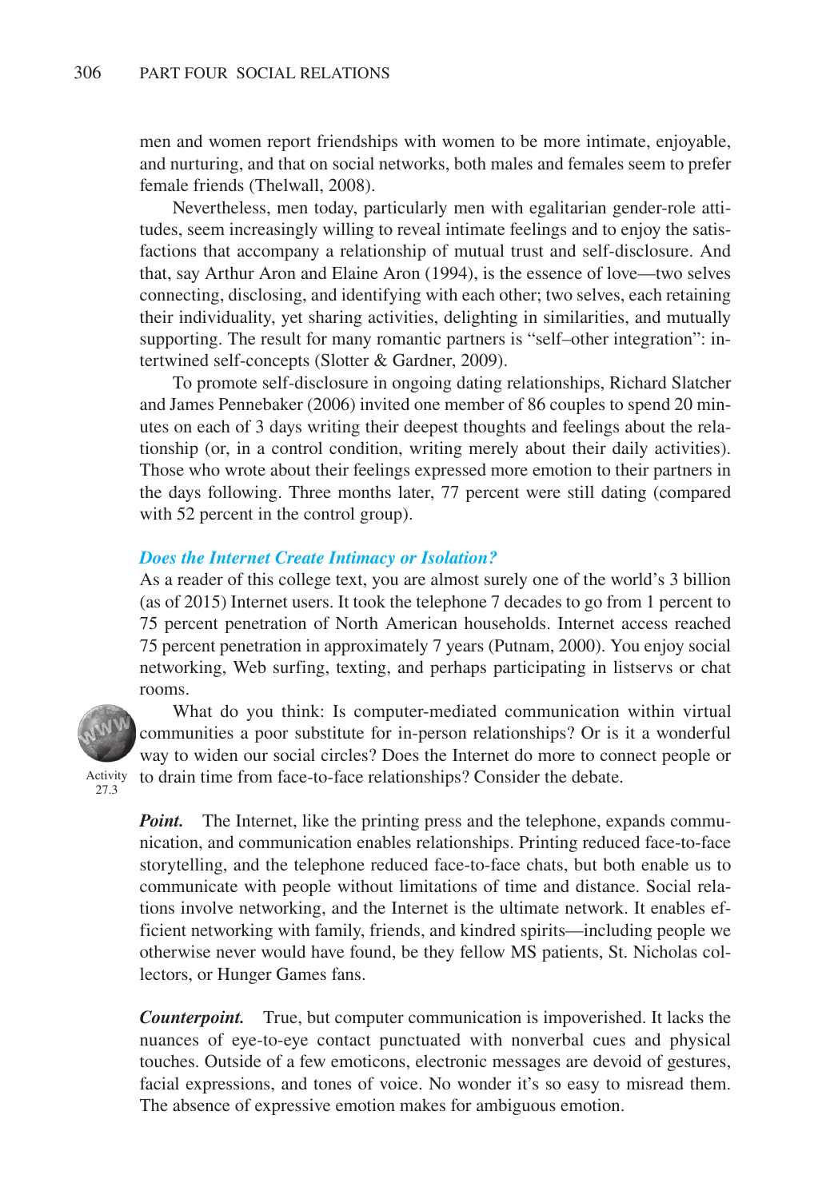men and women report friendships with women to be more intimate, enjoyable, and nurturing, and that on social networks, both males and females seem to prefer female friends (Thelwall, 2008).

Nevertheless, men today, particularly men with egalitarian gender-role attitudes, seem increasingly willing to reveal intimate feelings and to enjoy the satisfactions that accompany a relationship of mutual trust and self-disclosure. And that, say Arthur Aron and Elaine Aron (1994), is the essence of love—two selves connecting, disclosing, and identifying with each other; two selves, each retaining their individuality, yet sharing activities, delighting in similarities, and mutually supporting. The result for many romantic partners is "self–other integration": intertwined self-concepts (Slotter & Gardner, 2009).

To promote self-disclosure in ongoing dating relationships, Richard Slatcher and James Pennebaker (2006) invited one member of 86 couples to spend 20 minutes on each of 3 days writing their deepest thoughts and feelings about the relationship (or, in a control condition, writing merely about their daily activities). Those who wrote about their feelings expressed more emotion to their partners in the days following. Three months later, 77 percent were still dating (compared with 52 percent in the control group).

### *Does the Internet Create Intimacy or Isolation?*

As a reader of this college text, you are almost surely one of the world's 3 billion (as of 2015) Internet users. It took the telephone 7 decades to go from 1 percent to 75 percent penetration of North American households. Internet access reached 75 percent penetration in approximately 7 years (Putnam, 2000). You enjoy social networking, Web surfing, texting, and perhaps participating in listservs or chat rooms.

Activity 27.3

What do you think: Is computer-mediated communication within virtual communities a poor substitute for in-person relationships? Or is it a wonderful way to widen our social circles? Does the Internet do more to connect people or to drain time from face-to-face relationships? Consider the debate.

***Point.*** The Internet, like the printing press and the telephone, expands communication, and communication enables relationships. Printing reduced face-to-face storytelling, and the telephone reduced face-to-face chats, but both enable us to communicate with people without limitations of time and distance. Social relations involve networking, and the Internet is the ultimate network. It enables efficient networking with family, friends, and kindred spirits—including people we otherwise never would have found, be they fellow MS patients, St. Nicholas collectors, or Hunger Games fans.

***Counterpoint.*** True, but computer communication is impoverished. It lacks the nuances of eye-to-eye contact punctuated with nonverbal cues and physical touches. Outside of a few emoticons, electronic messages are devoid of gestures, facial expressions, and tones of voice. No wonder it's so easy to misread them. The absence of expressive emotion makes for ambiguous emotion.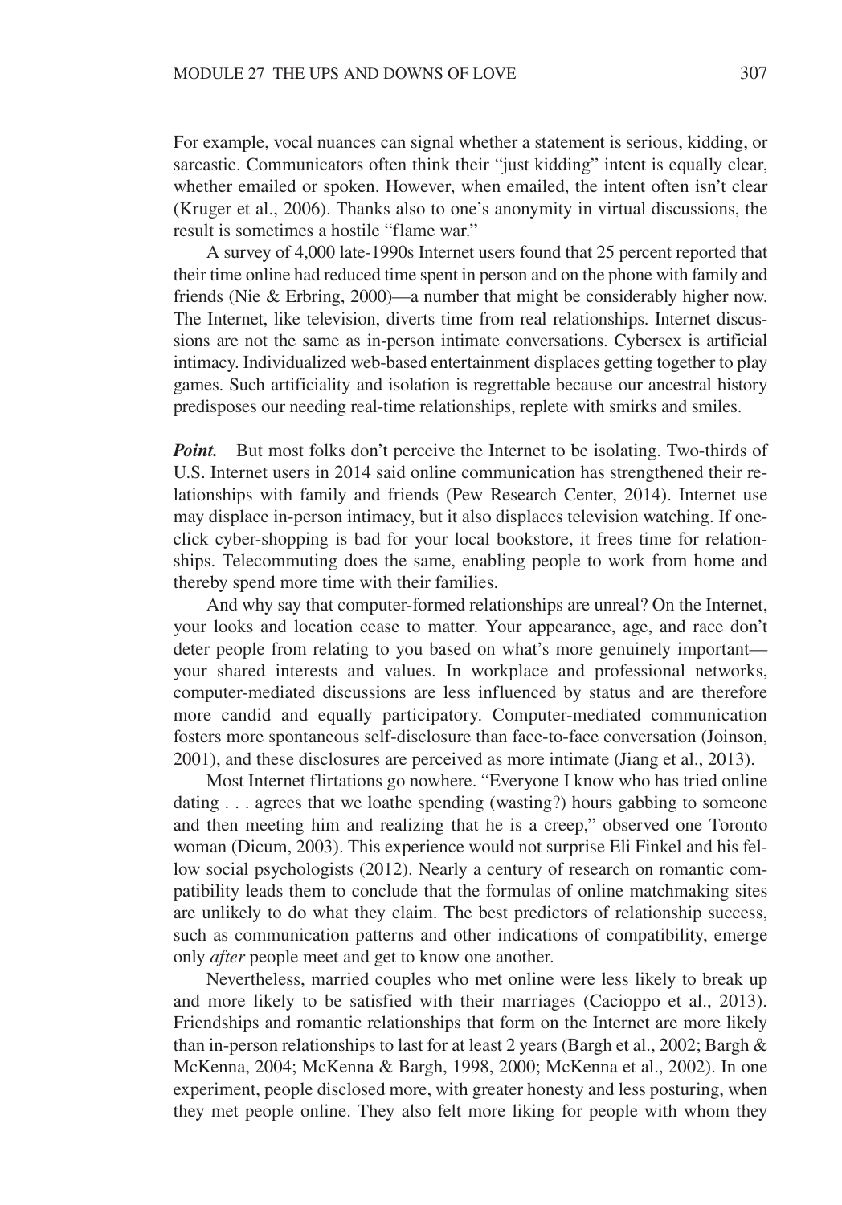For example, vocal nuances can signal whether a statement is serious, kidding, or sarcastic. Communicators often think their "just kidding" intent is equally clear, whether emailed or spoken. However, when emailed, the intent often isn't clear (Kruger et al., 2006). Thanks also to one's anonymity in virtual discussions, the result is sometimes a hostile "flame war."

A survey of 4,000 late-1990s Internet users found that 25 percent reported that their time online had reduced time spent in person and on the phone with family and friends (Nie & Erbring, 2000)—a number that might be considerably higher now. The Internet, like television, diverts time from real relationships. Internet discussions are not the same as in-person intimate conversations. Cybersex is artificial intimacy. Individualized web-based entertainment displaces getting together to play games. Such artificiality and isolation is regrettable because our ancestral history predisposes our needing real-time relationships, replete with smirks and smiles.

***Point.*** But most folks don't perceive the Internet to be isolating. Two-thirds of U.S. Internet users in 2014 said online communication has strengthened their relationships with family and friends (Pew Research Center, 2014). Internet use may displace in-person intimacy, but it also displaces television watching. If one-click cyber-shopping is bad for your local bookstore, it frees time for relationships. Telecommuting does the same, enabling people to work from home and thereby spend more time with their families.

And why say that computer-formed relationships are unreal? On the Internet, your looks and location cease to matter. Your appearance, age, and race don't deter people from relating to you based on what's more genuinely important—your shared interests and values. In workplace and professional networks, computer-mediated discussions are less influenced by status and are therefore more candid and equally participatory. Computer-mediated communication fosters more spontaneous self-disclosure than face-to-face conversation (Joinson, 2001), and these disclosures are perceived as more intimate (Jiang et al., 2013).

Most Internet flirtations go nowhere. "Everyone I know who has tried online dating . . . agrees that we loathe spending (wasting?) hours gabbing to someone and then meeting him and realizing that he is a creep," observed one Toronto woman (Dicum, 2003). This experience would not surprise Eli Finkel and his fellow social psychologists (2012). Nearly a century of research on romantic compatibility leads them to conclude that the formulas of online matchmaking sites are unlikely to do what they claim. The best predictors of relationship success, such as communication patterns and other indications of compatibility, emerge only *after* people meet and get to know one another.

Nevertheless, married couples who met online were less likely to break up and more likely to be satisfied with their marriages (Cacioppo et al., 2013). Friendships and romantic relationships that form on the Internet are more likely than in-person relationships to last for at least 2 years (Bargh et al., 2002; Bargh & McKenna, 2004; McKenna & Bargh, 1998, 2000; McKenna et al., 2002). In one experiment, people disclosed more, with greater honesty and less posturing, when they met people online. They also felt more liking for people with whom they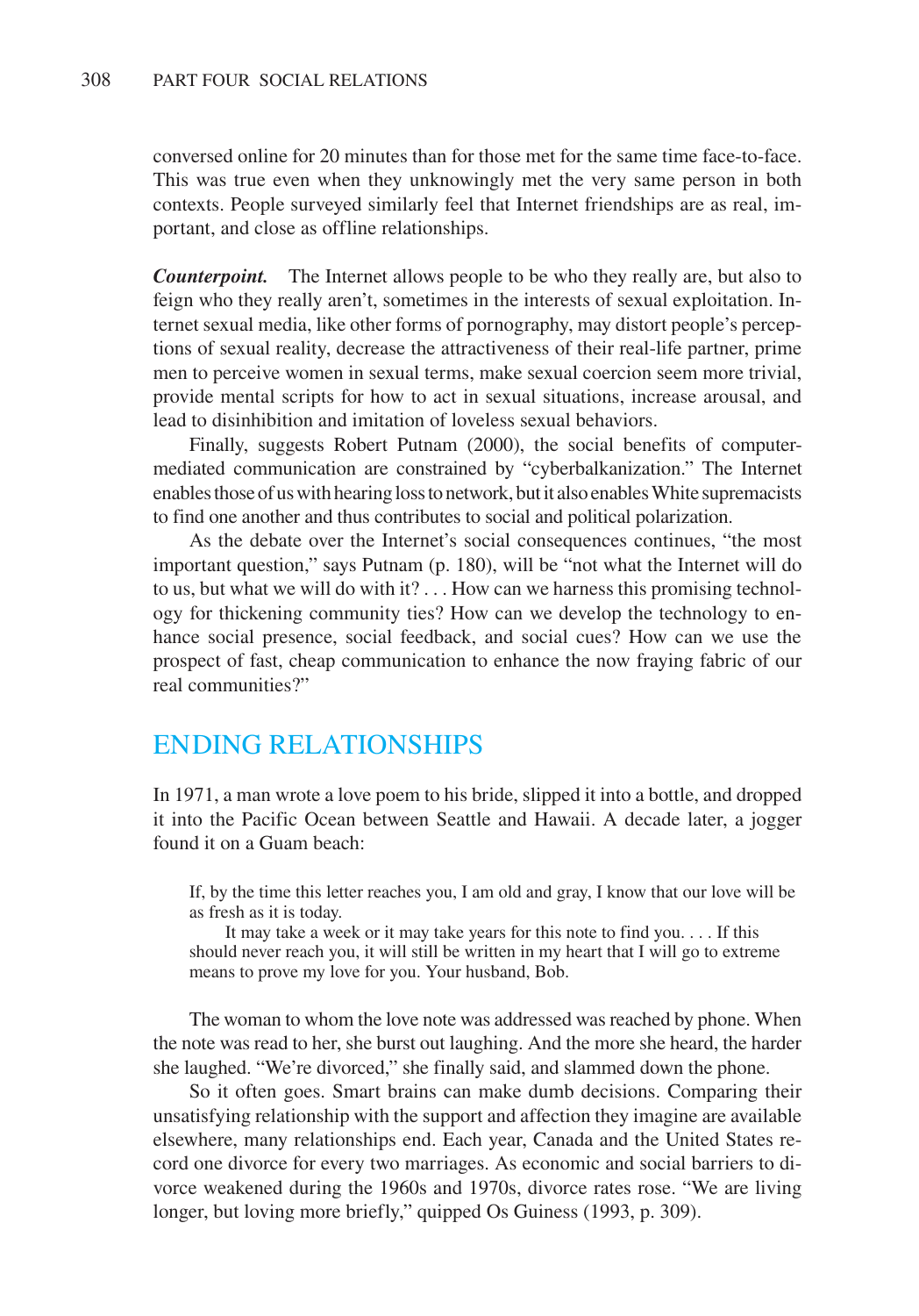conversed online for 20 minutes than for those met for the same time face-to-face. This was true even when they unknowingly met the very same person in both contexts. People surveyed similarly feel that Internet friendships are as real, important, and close as offline relationships.

***Counterpoint.*** The Internet allows people to be who they really are, but also to feign who they really aren't, sometimes in the interests of sexual exploitation. Internet sexual media, like other forms of pornography, may distort people's perceptions of sexual reality, decrease the attractiveness of their real-life partner, prime men to perceive women in sexual terms, make sexual coercion seem more trivial, provide mental scripts for how to act in sexual situations, increase arousal, and lead to disinhibition and imitation of loveless sexual behaviors.

Finally, suggests Robert Putnam (2000), the social benefits of computer-mediated communication are constrained by "cyberbalkanization." The Internet enables those of us with hearing loss to network, but it also enables White supremacists to find one another and thus contributes to social and political polarization.

As the debate over the Internet's social consequences continues, "the most important question," says Putnam (p. 180), will be "not what the Internet will do to us, but what we will do with it? . . . How can we harness this promising technology for thickening community ties? How can we develop the technology to enhance social presence, social feedback, and social cues? How can we use the prospect of fast, cheap communication to enhance the now fraying fabric of our real communities?"

## ENDING RELATIONSHIPS

In 1971, a man wrote a love poem to his bride, slipped it into a bottle, and dropped it into the Pacific Ocean between Seattle and Hawaii. A decade later, a jogger found it on a Guam beach:

> If, by the time this letter reaches you, I am old and gray, I know that our love will be as fresh as it is today.
>
> It may take a week or it may take years for this note to find you. . . . If this should never reach you, it will still be written in my heart that I will go to extreme means to prove my love for you. Your husband, Bob.

The woman to whom the love note was addressed was reached by phone. When the note was read to her, she burst out laughing. And the more she heard, the harder she laughed. "We're divorced," she finally said, and slammed down the phone.

So it often goes. Smart brains can make dumb decisions. Comparing their unsatisfying relationship with the support and affection they imagine are available elsewhere, many relationships end. Each year, Canada and the United States record one divorce for every two marriages. As economic and social barriers to divorce weakened during the 1960s and 1970s, divorce rates rose. "We are living longer, but loving more briefly," quipped Os Guiness (1993, p. 309).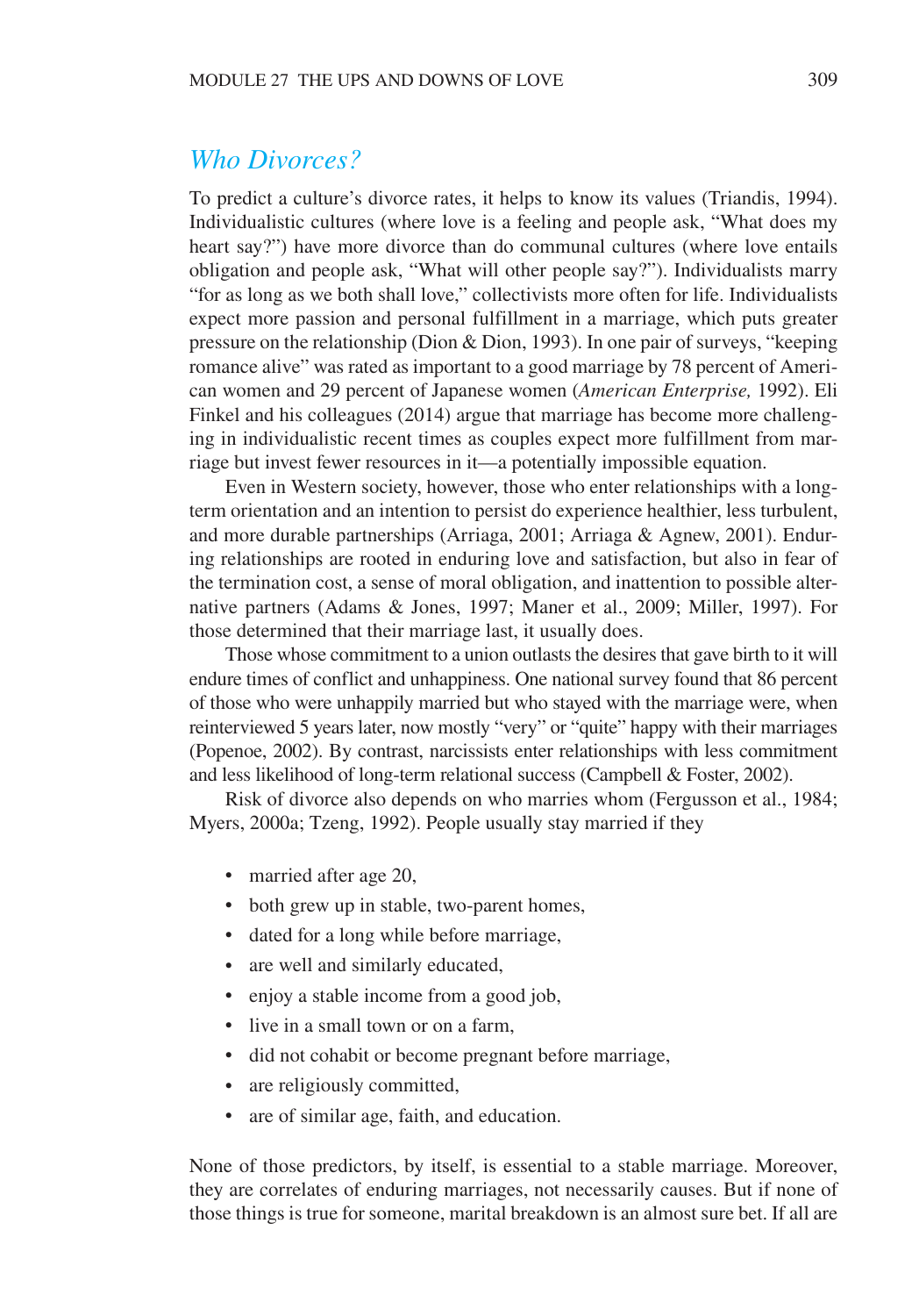## *Who Divorces?*

To predict a culture's divorce rates, it helps to know its values (Triandis, 1994). Individualistic cultures (where love is a feeling and people ask, "What does my heart say?") have more divorce than do communal cultures (where love entails obligation and people ask, "What will other people say?"). Individualists marry "for as long as we both shall love," collectivists more often for life. Individualists expect more passion and personal fulfillment in a marriage, which puts greater pressure on the relationship (Dion & Dion, 1993). In one pair of surveys, "keeping romance alive" was rated as important to a good marriage by 78 percent of American women and 29 percent of Japanese women (*American Enterprise,* 1992). Eli Finkel and his colleagues (2014) argue that marriage has become more challenging in individualistic recent times as couples expect more fulfillment from marriage but invest fewer resources in it—a potentially impossible equation.

Even in Western society, however, those who enter relationships with a long-term orientation and an intention to persist do experience healthier, less turbulent, and more durable partnerships (Arriaga, 2001; Arriaga & Agnew, 2001). Enduring relationships are rooted in enduring love and satisfaction, but also in fear of the termination cost, a sense of moral obligation, and inattention to possible alternative partners (Adams & Jones, 1997; Maner et al., 2009; Miller, 1997). For those determined that their marriage last, it usually does.

Those whose commitment to a union outlasts the desires that gave birth to it will endure times of conflict and unhappiness. One national survey found that 86 percent of those who were unhappily married but who stayed with the marriage were, when reinterviewed 5 years later, now mostly "very" or "quite" happy with their marriages (Popenoe, 2002). By contrast, narcissists enter relationships with less commitment and less likelihood of long-term relational success (Campbell & Foster, 2002).

Risk of divorce also depends on who marries whom (Fergusson et al., 1984; Myers, 2000a; Tzeng, 1992). People usually stay married if they

- married after age 20,
- both grew up in stable, two-parent homes,
- dated for a long while before marriage,
- are well and similarly educated,
- enjoy a stable income from a good job,
- live in a small town or on a farm,
- did not cohabit or become pregnant before marriage,
- are religiously committed,
- are of similar age, faith, and education.

None of those predictors, by itself, is essential to a stable marriage. Moreover, they are correlates of enduring marriages, not necessarily causes. But if none of those things is true for someone, marital breakdown is an almost sure bet. If all are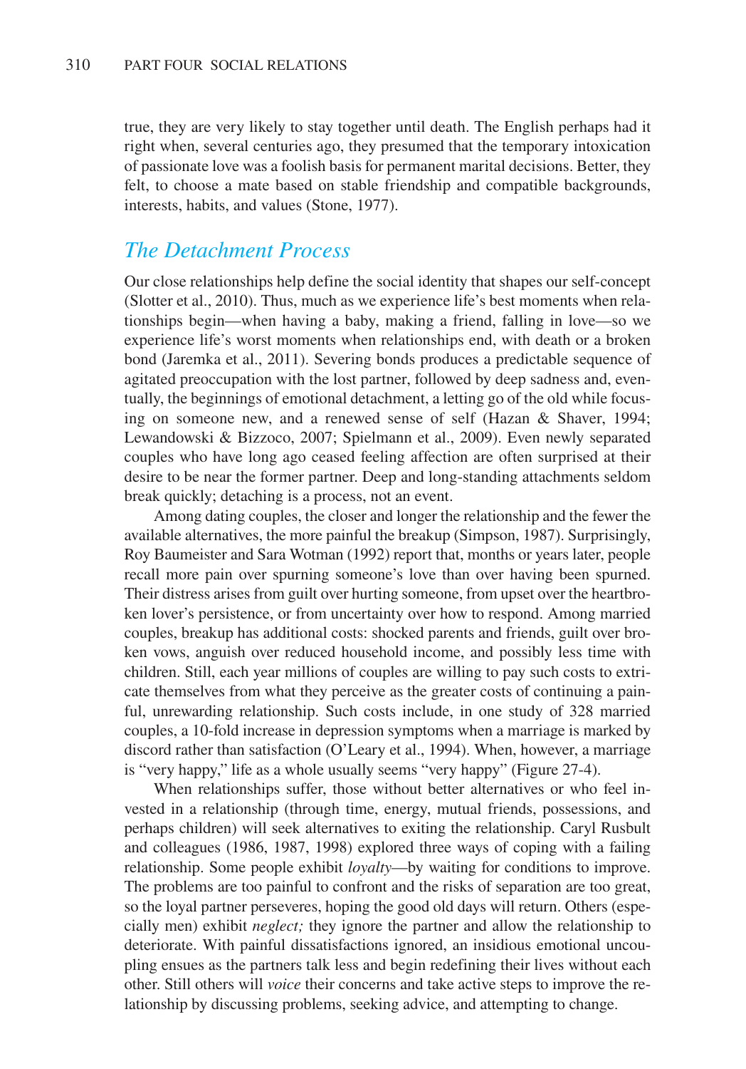true, they are very likely to stay together until death. The English perhaps had it right when, several centuries ago, they presumed that the temporary intoxication of passionate love was a foolish basis for permanent marital decisions. Better, they felt, to choose a mate based on stable friendship and compatible backgrounds, interests, habits, and values (Stone, 1977).

## The Detachment Process

Our close relationships help define the social identity that shapes our self-concept (Slotter et al., 2010). Thus, much as we experience life's best moments when relationships begin—when having a baby, making a friend, falling in love—so we experience life's worst moments when relationships end, with death or a broken bond (Jaremka et al., 2011). Severing bonds produces a predictable sequence of agitated preoccupation with the lost partner, followed by deep sadness and, eventually, the beginnings of emotional detachment, a letting go of the old while focusing on someone new, and a renewed sense of self (Hazan & Shaver, 1994; Lewandowski & Bizzoco, 2007; Spielmann et al., 2009). Even newly separated couples who have long ago ceased feeling affection are often surprised at their desire to be near the former partner. Deep and long-standing attachments seldom break quickly; detaching is a process, not an event.

Among dating couples, the closer and longer the relationship and the fewer the available alternatives, the more painful the breakup (Simpson, 1987). Surprisingly, Roy Baumeister and Sara Wotman (1992) report that, months or years later, people recall more pain over spurning someone's love than over having been spurned. Their distress arises from guilt over hurting someone, from upset over the heartbroken lover's persistence, or from uncertainty over how to respond. Among married couples, breakup has additional costs: shocked parents and friends, guilt over broken vows, anguish over reduced household income, and possibly less time with children. Still, each year millions of couples are willing to pay such costs to extricate themselves from what they perceive as the greater costs of continuing a painful, unrewarding relationship. Such costs include, in one study of 328 married couples, a 10-fold increase in depression symptoms when a marriage is marked by discord rather than satisfaction (O'Leary et al., 1994). When, however, a marriage is "very happy," life as a whole usually seems "very happy" (Figure 27-4).

When relationships suffer, those without better alternatives or who feel invested in a relationship (through time, energy, mutual friends, possessions, and perhaps children) will seek alternatives to exiting the relationship. Caryl Rusbult and colleagues (1986, 1987, 1998) explored three ways of coping with a failing relationship. Some people exhibit *loyalty*—by waiting for conditions to improve. The problems are too painful to confront and the risks of separation are too great, so the loyal partner perseveres, hoping the good old days will return. Others (especially men) exhibit *neglect;* they ignore the partner and allow the relationship to deteriorate. With painful dissatisfactions ignored, an insidious emotional uncoupling ensues as the partners talk less and begin redefining their lives without each other. Still others will *voice* their concerns and take active steps to improve the relationship by discussing problems, seeking advice, and attempting to change.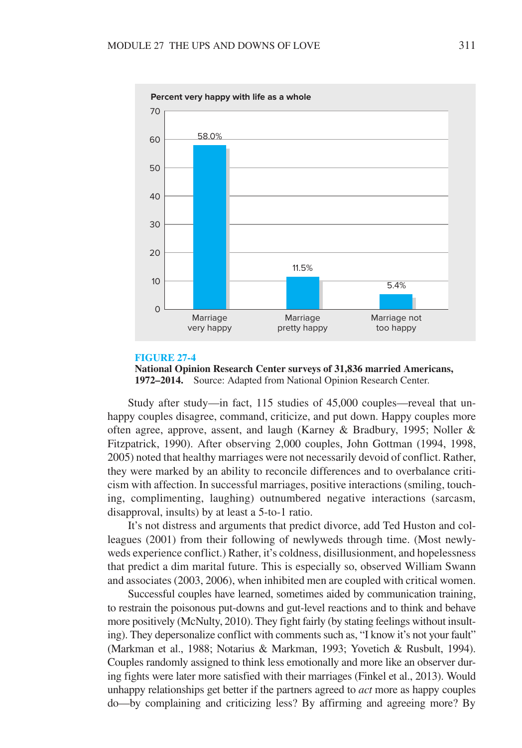**FIGURE 27-4**
**National Opinion Research Center surveys of 31,836 married Americans, 1972–2014.** Source: Adapted from National Opinion Research Center.

Study after study—in fact, 115 studies of 45,000 couples—reveal that unhappy couples disagree, command, criticize, and put down. Happy couples more often agree, approve, assent, and laugh (Karney & Bradbury, 1995; Noller & Fitzpatrick, 1990). After observing 2,000 couples, John Gottman (1994, 1998, 2005) noted that healthy marriages were not necessarily devoid of conflict. Rather, they were marked by an ability to reconcile differences and to overbalance criticism with affection. In successful marriages, positive interactions (smiling, touching, complimenting, laughing) outnumbered negative interactions (sarcasm, disapproval, insults) by at least a 5-to-1 ratio.

It's not distress and arguments that predict divorce, add Ted Huston and colleagues (2001) from their following of newlyweds through time. (Most newlyweds experience conflict.) Rather, it's coldness, disillusionment, and hopelessness that predict a dim marital future. This is especially so, observed William Swann and associates (2003, 2006), when inhibited men are coupled with critical women.

Successful couples have learned, sometimes aided by communication training, to restrain the poisonous put-downs and gut-level reactions and to think and behave more positively (McNulty, 2010). They fight fairly (by stating feelings without insulting). They depersonalize conflict with comments such as, "I know it's not your fault" (Markman et al., 1988; Notarius & Markman, 1993; Yovetich & Rusbult, 1994). Couples randomly assigned to think less emotionally and more like an observer during fights were later more satisfied with their marriages (Finkel et al., 2013). Would unhappy relationships get better if the partners agreed to *act* more as happy couples do—by complaining and criticizing less? By affirming and agreeing more? By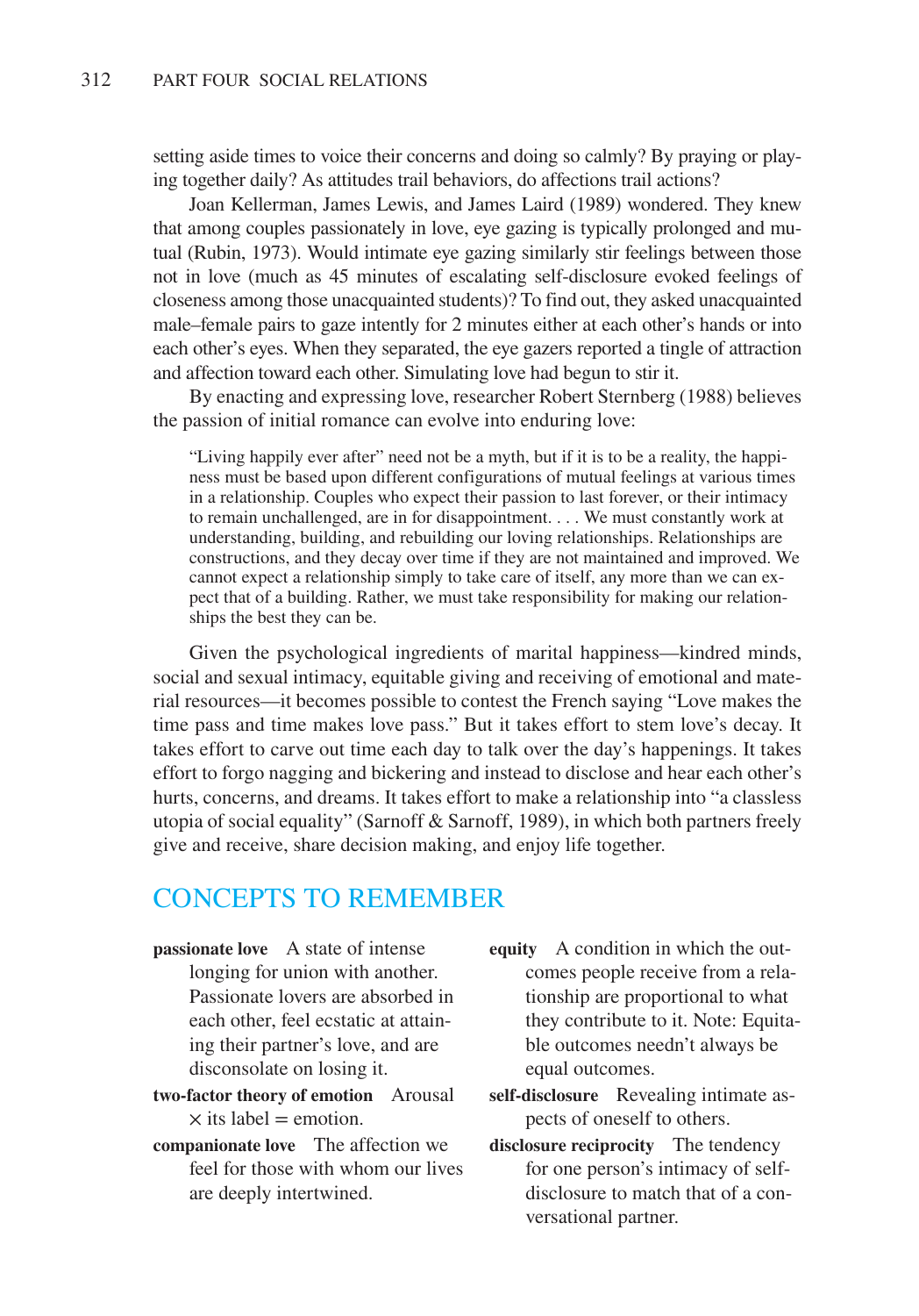setting aside times to voice their concerns and doing so calmly? By praying or playing together daily? As attitudes trail behaviors, do affections trail actions?

Joan Kellerman, James Lewis, and James Laird (1989) wondered. They knew that among couples passionately in love, eye gazing is typically prolonged and mutual (Rubin, 1973). Would intimate eye gazing similarly stir feelings between those not in love (much as 45 minutes of escalating self-disclosure evoked feelings of closeness among those unacquainted students)? To find out, they asked unacquainted male–female pairs to gaze intently for 2 minutes either at each other's hands or into each other's eyes. When they separated, the eye gazers reported a tingle of attraction and affection toward each other. Simulating love had begun to stir it.

By enacting and expressing love, researcher Robert Sternberg (1988) believes the passion of initial romance can evolve into enduring love:

> "Living happily ever after" need not be a myth, but if it is to be a reality, the happiness must be based upon different configurations of mutual feelings at various times in a relationship. Couples who expect their passion to last forever, or their intimacy to remain unchallenged, are in for disappointment. . . . We must constantly work at understanding, building, and rebuilding our loving relationships. Relationships are constructions, and they decay over time if they are not maintained and improved. We cannot expect a relationship simply to take care of itself, any more than we can expect that of a building. Rather, we must take responsibility for making our relationships the best they can be.

Given the psychological ingredients of marital happiness—kindred minds, social and sexual intimacy, equitable giving and receiving of emotional and material resources—it becomes possible to contest the French saying "Love makes the time pass and time makes love pass." But it takes effort to stem love's decay. It takes effort to carve out time each day to talk over the day's happenings. It takes effort to forgo nagging and bickering and instead to disclose and hear each other's hurts, concerns, and dreams. It takes effort to make a relationship into "a classless utopia of social equality" (Sarnoff & Sarnoff, 1989), in which both partners freely give and receive, share decision making, and enjoy life together.

## CONCEPTS TO REMEMBER

**passionate love** A state of intense longing for union with another. Passionate lovers are absorbed in each other, feel ecstatic at attaining their partner's love, and are disconsolate on losing it.

**two-factor theory of emotion** Arousal × its label = emotion.

**companionate love** The affection we feel for those with whom our lives are deeply intertwined.

**equity** A condition in which the outcomes people receive from a relationship are proportional to what they contribute to it. Note: Equitable outcomes needn't always be equal outcomes.

**self-disclosure** Revealing intimate aspects of oneself to others.

**disclosure reciprocity** The tendency for one person's intimacy of self-disclosure to match that of a conversational partner.